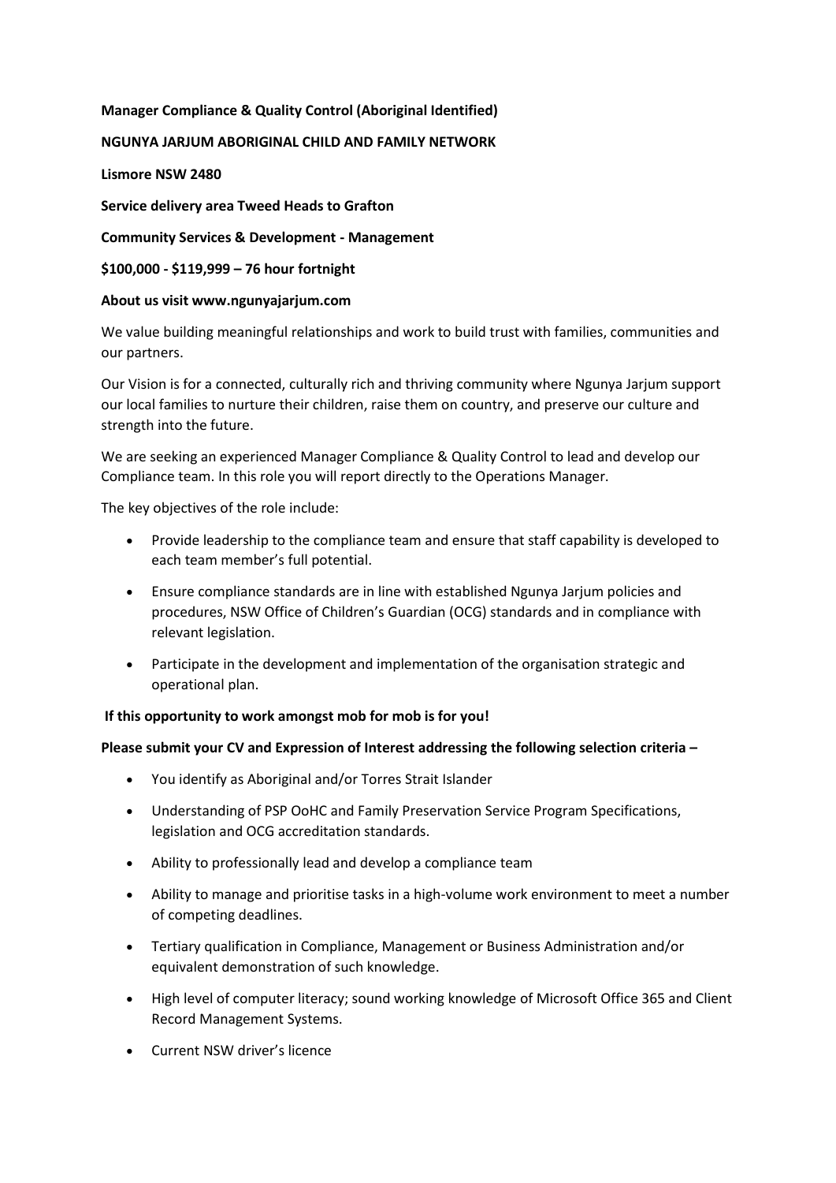**Manager Compliance & Quality Control (Aboriginal Identified)**

**NGUNYA JARJUM ABORIGINAL CHILD AND FAMILY NETWORK**

**Lismore NSW 2480**

**Service delivery area Tweed Heads to Grafton**

**Community Services & Development - Management**

**$100,000 - $119,999 – 76 hour fortnight**

**About us visit www.ngunyajarjum.com**

We value building meaningful relationships and work to build trust with families, communities and our partners.

Our Vision is for a connected, culturally rich and thriving community where Ngunya Jarjum support our local families to nurture their children, raise them on country, and preserve our culture and strength into the future.

We are seeking an experienced Manager Compliance & Quality Control to lead and develop our Compliance team. In this role you will report directly to the Operations Manager.

The key objectives of the role include:

- Provide leadership to the compliance team and ensure that staff capability is developed to each team member's full potential.
- Ensure compliance standards are in line with established Ngunya Jarjum policies and procedures, NSW Office of Children's Guardian (OCG) standards and in compliance with relevant legislation.
- Participate in the development and implementation of the organisation strategic and operational plan.

**If this opportunity to work amongst mob for mob is for you!**

**Please submit your CV and Expression of Interest addressing the following selection criteria –**

- You identify as Aboriginal and/or Torres Strait Islander
- Understanding of PSP OoHC and Family Preservation Service Program Specifications, legislation and OCG accreditation standards.
- Ability to professionally lead and develop a compliance team
- Ability to manage and prioritise tasks in a high-volume work environment to meet a number of competing deadlines.
- Tertiary qualification in Compliance, Management or Business Administration and/or equivalent demonstration of such knowledge.
- High level of computer literacy; sound working knowledge of Microsoft Office 365 and Client Record Management Systems.
- Current NSW driver's licence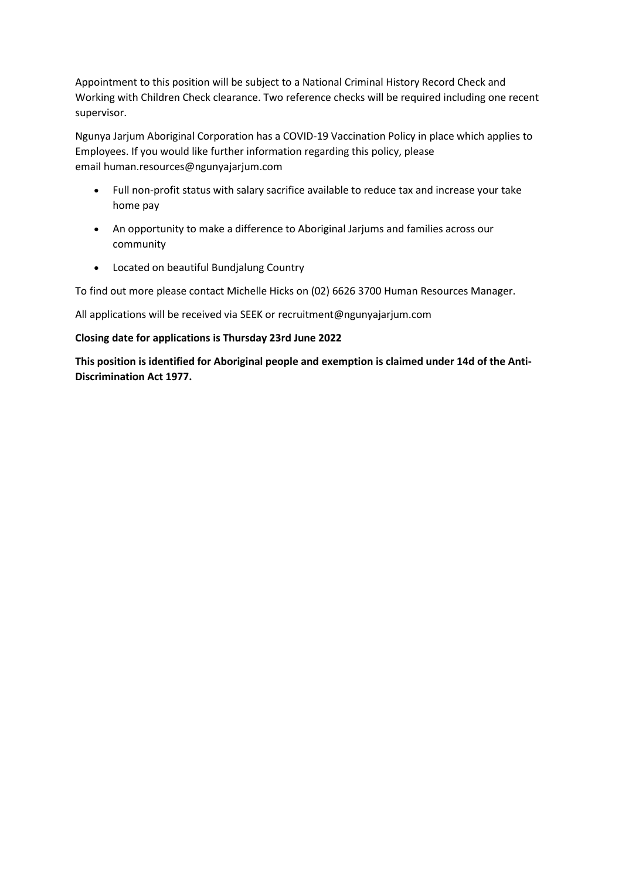Appointment to this position will be subject to a National Criminal History Record Check and Working with Children Check clearance. Two reference checks will be required including one recent supervisor.

Ngunya Jarjum Aboriginal Corporation has a COVID-19 Vaccination Policy in place which applies to Employees. If you would like further information regarding this policy, please email human.resources@ngunyajarjum.com

- Full non-profit status with salary sacrifice available to reduce tax and increase your take home pay
- An opportunity to make a difference to Aboriginal Jarjums and families across our community
- Located on beautiful Bundjalung Country

To find out more please contact Michelle Hicks on (02) 6626 3700 Human Resources Manager.

All applications will be received via SEEK or recruitment@ngunyajarjum.com

**Closing date for applications is Thursday 23rd June 2022**

**This position is identified for Aboriginal people and exemption is claimed under 14d of the Anti-Discrimination Act 1977.**